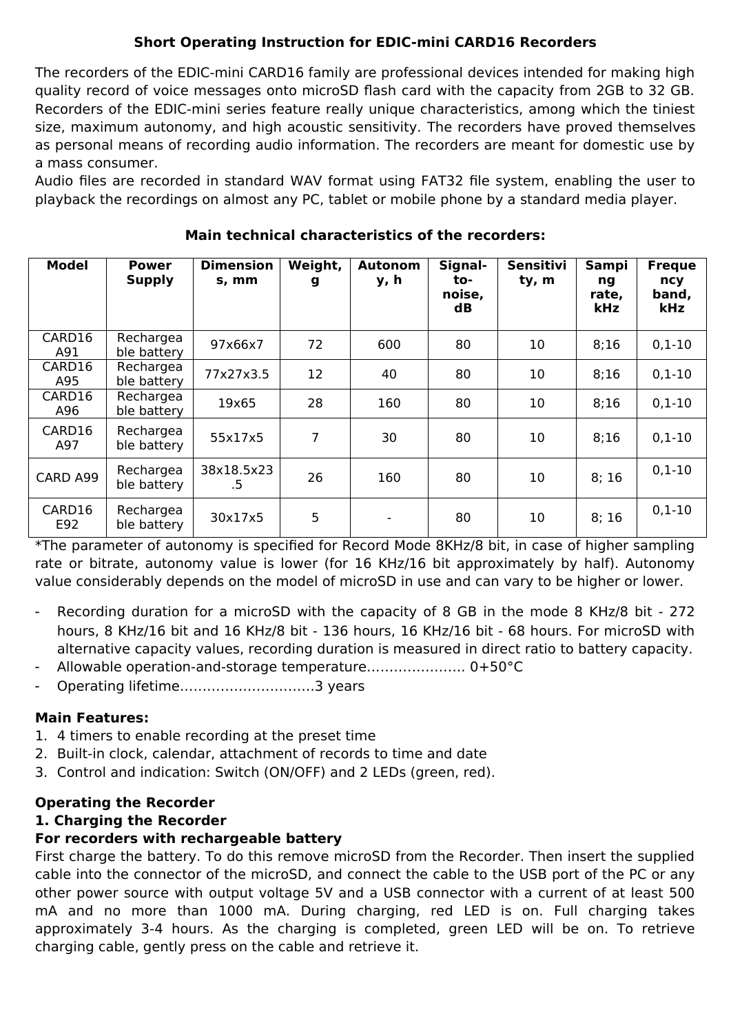# Short Operating Instruction for EDIC-mini CARD16 Recorders

The recorders of the EDIC-mini CARD16 family are professional devices intended for making high quality record of voice messages onto microSD flash card with the capacity from 2GB to 32 GB. Recorders of the EDIC-mini series feature really unique characteristics, among which the tiniest size, maximum autonomy, and high acoustic sensitivity. The recorders have proved themselves as personal means of recording audio information. The recorders are meant for domestic use by a mass consumer.
Audio files are recorded in standard WAV format using FAT32 file system, enabling the user to playback the recordings on almost any PC, tablet or mobile phone by a standard media player.

## Main technical characteristics of the recorders:

| Model | Power Supply | Dimensions, mm | Weight, g | Autonomy, h | Signal-to-noise, dB | Sensitivity, m | Samping rate, kHz | Frequency band, kHz |
|---|---|---|---|---|---|---|---|---|
| CARD16 A91 | Rechargeable battery | 97x66x7 | 72 | 600 | 80 | 10 | 8;16 | 0,1-10 |
| CARD16 A95 | Rechargeable battery | 77x27x3.5 | 12 | 40 | 80 | 10 | 8;16 | 0,1-10 |
| CARD16 A96 | Rechargeable battery | 19x65 | 28 | 160 | 80 | 10 | 8;16 | 0,1-10 |
| CARD16 A97 | Rechargeable battery | 55x17x5 | 7 | 30 | 80 | 10 | 8;16 | 0,1-10 |
| CARD A99 | Rechargeable battery | 38x18.5x23.5 | 26 | 160 | 80 | 10 | 8; 16 | 0,1-10 |
| CARD16 E92 | Rechargeable battery | 30x17x5 | 5 | - | 80 | 10 | 8; 16 | 0,1-10 |

*The parameter of autonomy is specified for Record Mode 8KHz/8 bit, in case of higher sampling rate or bitrate, autonomy value is lower (for 16 KHz/16 bit approximately by half). Autonomy value considerably depends on the model of microSD in use and can vary to be higher or lower.

- Recording duration for a microSD with the capacity of 8 GB in the mode 8 KHz/8 bit - 272 hours, 8 KHz/16 bit and 16 KHz/8 bit - 136 hours, 16 KHz/16 bit - 68 hours. For microSD with alternative capacity values, recording duration is measured in direct ratio to battery capacity.
- Allowable operation-and-storage temperature...................... 0+50°C
- Operating lifetime..............................3 years

**Main Features:**

1. 4 timers to enable recording at the preset time
2. Built-in clock, calendar, attachment of records to time and date
3. Control and indication: Switch (ON/OFF) and 2 LEDs (green, red).

**Operating the Recorder**

**1. Charging the Recorder**

**For recorders with rechargeable battery**

First charge the battery. To do this remove microSD from the Recorder. Then insert the supplied cable into the connector of the microSD, and connect the cable to the USB port of the PC or any other power source with output voltage 5V and a USB connector with a current of at least 500 mA and no more than 1000 mA. During charging, red LED is on. Full charging takes approximately 3-4 hours. As the charging is completed, green LED will be on. To retrieve charging cable, gently press on the cable and retrieve it.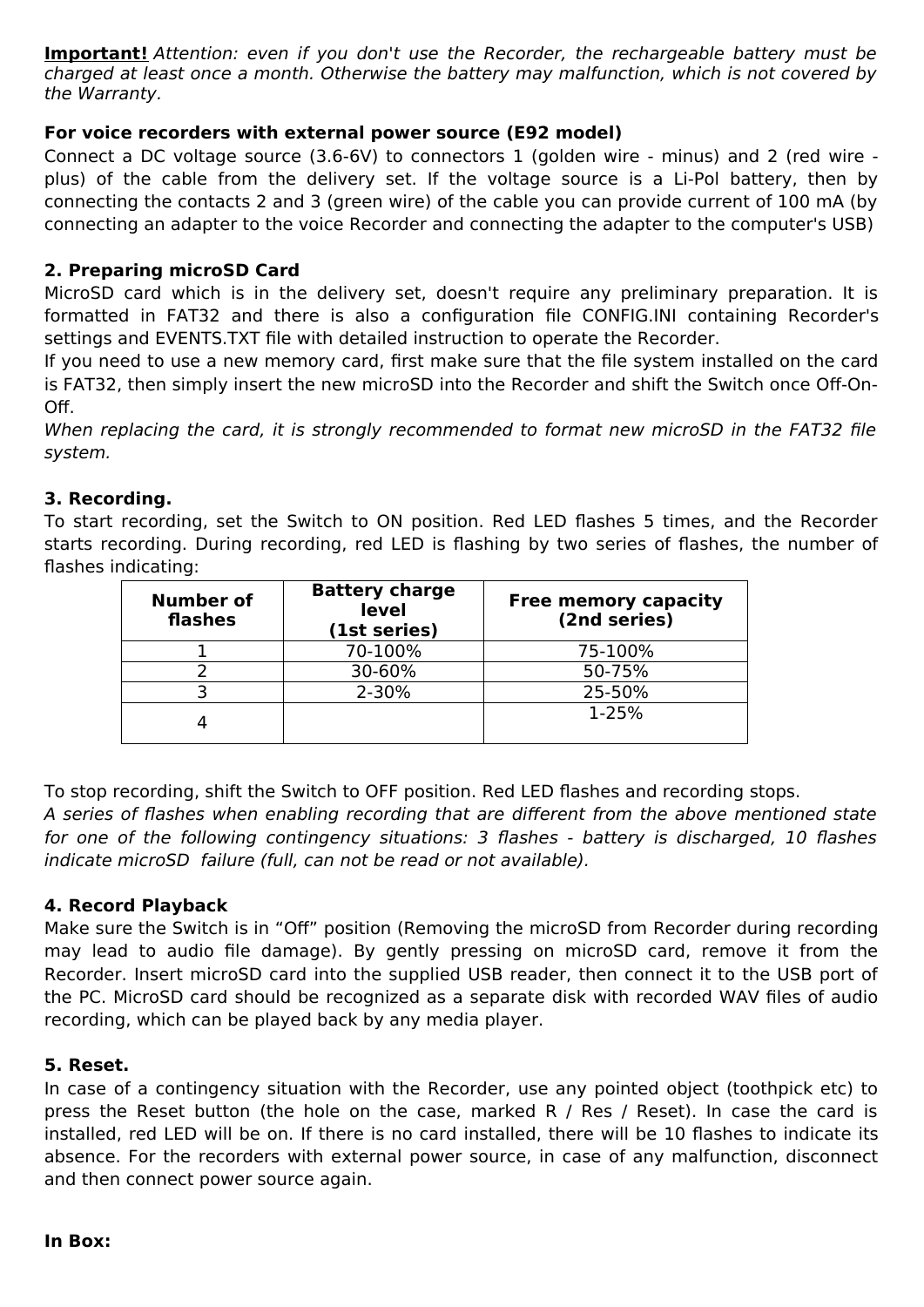**Important!** *Attention: even if you don't use the Recorder, the rechargeable battery must be charged at least once a month. Otherwise the battery may malfunction, which is not covered by the Warranty.*

**For voice recorders with external power source (E92 model)**

Connect a DC voltage source (3.6-6V) to connectors 1 (golden wire - minus) and 2 (red wire - plus) of the cable from the delivery set. If the voltage source is a Li-Pol battery, then by connecting the contacts 2 and 3 (green wire) of the cable you can provide current of 100 mA (by connecting an adapter to the voice Recorder and connecting the adapter to the computer's USB)

## 2. Preparing microSD Card

MicroSD card which is in the delivery set, doesn't require any preliminary preparation. It is formatted in FAT32 and there is also a configuration file CONFIG.INI containing Recorder's settings and EVENTS.TXT file with detailed instruction to operate the Recorder.

If you need to use a new memory card, first make sure that the file system installed on the card is FAT32, then simply insert the new microSD into the Recorder and shift the Switch once Off-On-Off.

*When replacing the card, it is strongly recommended to format new microSD in the FAT32 file system.*

## 3. Recording.

To start recording, set the Switch to ON position. Red LED flashes 5 times, and the Recorder starts recording. During recording, red LED is flashing by two series of flashes, the number of flashes indicating:

| Number of flashes | Battery charge level (1st series) | Free memory capacity (2nd series) |
|---|---|---|
| 1 | 70-100% | 75-100% |
| 2 | 30-60% | 50-75% |
| 3 | 2-30% | 25-50% |
| 4 | | 1-25% |

To stop recording, shift the Switch to OFF position. Red LED flashes and recording stops.

*A series of flashes when enabling recording that are different from the above mentioned state for one of the following contingency situations: 3 flashes - battery is discharged, 10 flashes indicate microSD failure (full, can not be read or not available).*

## 4. Record Playback

Make sure the Switch is in “Off” position (Removing the microSD from Recorder during recording may lead to audio file damage). By gently pressing on microSD card, remove it from the Recorder. Insert microSD card into the supplied USB reader, then connect it to the USB port of the PC. MicroSD card should be recognized as a separate disk with recorded WAV files of audio recording, which can be played back by any media player.

## 5. Reset.

In case of a contingency situation with the Recorder, use any pointed object (toothpick etc) to press the Reset button (the hole on the case, marked R / Res / Reset). In case the card is installed, red LED will be on. If there is no card installed, there will be 10 flashes to indicate its absence. For the recorders with external power source, in case of any malfunction, disconnect and then connect power source again.

**In Box:**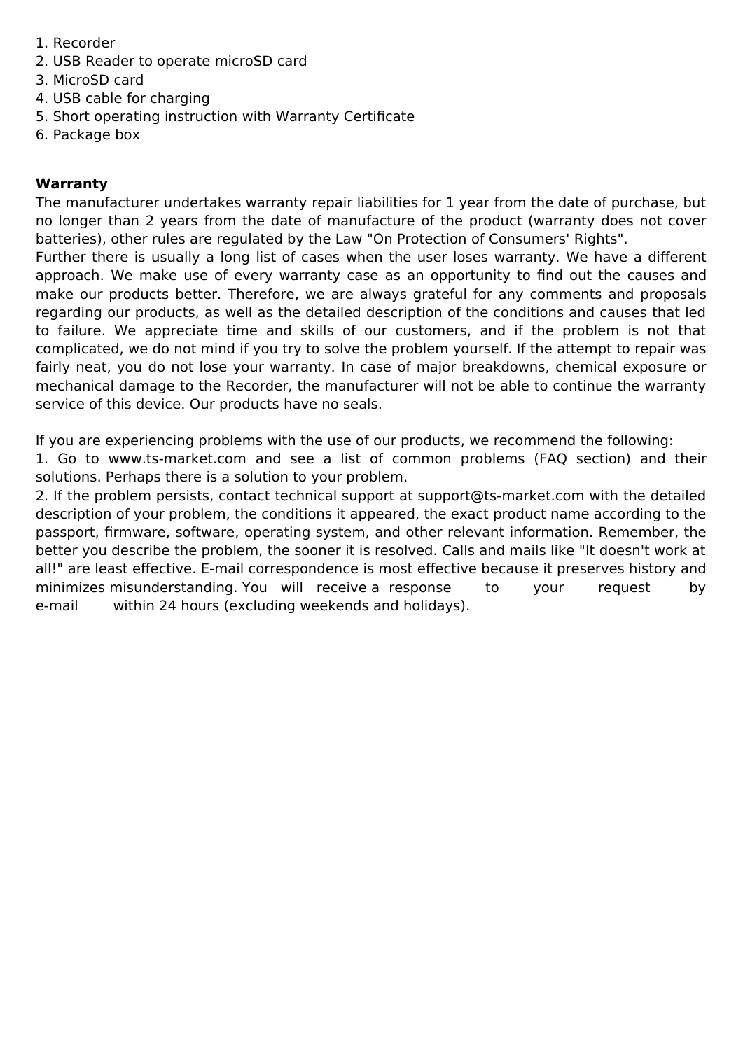1. Recorder
2. USB Reader to operate microSD card
3. MicroSD card
4. USB cable for charging
5. Short operating instruction with Warranty Certificate
6. Package box

**Warranty**

The manufacturer undertakes warranty repair liabilities for 1 year from the date of purchase, but no longer than 2 years from the date of manufacture of the product (warranty does not cover batteries), other rules are regulated by the Law "On Protection of Consumers' Rights".

Further there is usually a long list of cases when the user loses warranty. We have a different approach. We make use of every warranty case as an opportunity to find out the causes and make our products better. Therefore, we are always grateful for any comments and proposals regarding our products, as well as the detailed description of the conditions and causes that led to failure. We appreciate time and skills of our customers, and if the problem is not that complicated, we do not mind if you try to solve the problem yourself. If the attempt to repair was fairly neat, you do not lose your warranty. In case of major breakdowns, chemical exposure or mechanical damage to the Recorder, the manufacturer will not be able to continue the warranty service of this device. Our products have no seals.

If you are experiencing problems with the use of our products, we recommend the following:

1. Go to www.ts-market.com and see a list of common problems (FAQ section) and their solutions. Perhaps there is a solution to your problem.
2. If the problem persists, contact technical support at support@ts-market.com with the detailed description of your problem, the conditions it appeared, the exact product name according to the passport, firmware, software, operating system, and other relevant information. Remember, the better you describe the problem, the sooner it is resolved. Calls and mails like "It doesn't work at all!" are least effective. E-mail correspondence is most effective because it preserves history and minimizes misunderstanding. You will receive a response to your request by e-mail within 24 hours (excluding weekends and holidays).